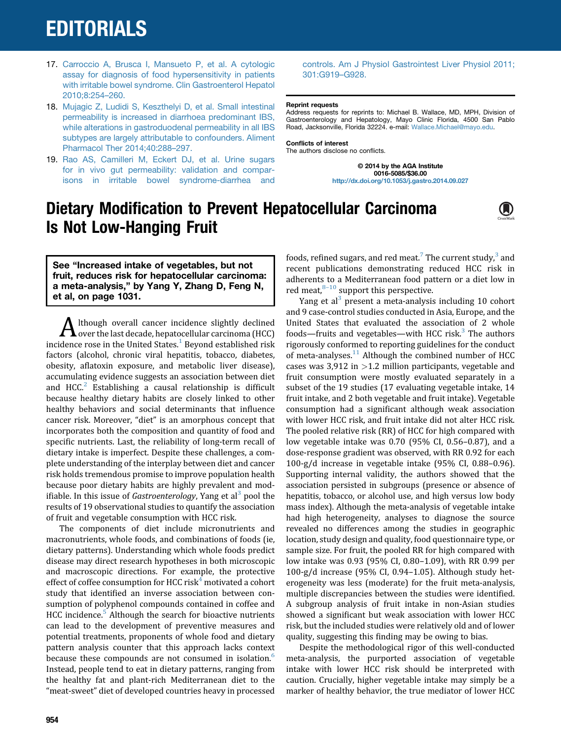17. Carroccio A, Brusca I, Mansueto P, et al. A cytologic assay for diagnosis of food hypersensitivity in patients with irritable bowel syndrome. Clin Gastroenterol Hepatol 2010;8:254–260.
18. Mujagic Z, Ludidi S, Keszthelyi D, et al. Small intestinal permeability is increased in diarrhoea predominant IBS, while alterations in gastroduodenal permeability in all IBS subtypes are largely attributable to confounders. Aliment Pharmacol Ther 2014;40:288–297.
19. Rao AS, Camilleri M, Eckert DJ, et al. Urine sugars for in vivo gut permeability: validation and comparisons in irritable bowel syndrome-diarrhea and controls. Am J Physiol Gastrointest Liver Physiol 2011;301:G919–G928.

**Reprint requests**
Address requests for reprints to: Michael B. Wallace, MD, MPH, Division of Gastroenterology and Hepatology, Mayo Clinic Florida, 4500 San Pablo Road, Jacksonville, Florida 32224. e-mail: Wallace.Michael@mayo.edu.

**Conflicts of interest**
The authors disclose no conflicts.

© 2014 by the AGA Institute
0016-5085/$36.00
http://dx.doi.org/10.1053/j.gastro.2014.09.027

# Dietary Modification to Prevent Hepatocellular Carcinoma Is Not Low-Hanging Fruit

**See "Increased intake of vegetables, but not fruit, reduces risk for hepatocellular carcinoma: a meta-analysis," by Yang Y, Zhang D, Feng N, et al, on page 1031.**

Although overall cancer incidence slightly declined over the last decade, hepatocellular carcinoma (HCC) incidence rose in the United States.[1] Beyond established risk factors (alcohol, chronic viral hepatitis, tobacco, diabetes, obesity, aflatoxin exposure, and metabolic liver disease), accumulating evidence suggests an association between diet and HCC.[2] Establishing a causal relationship is difficult because healthy dietary habits are closely linked to other healthy behaviors and social determinants that influence cancer risk. Moreover, "diet" is an amorphous concept that incorporates both the composition and quantity of food and specific nutrients. Last, the reliability of long-term recall of dietary intake is imperfect. Despite these challenges, a complete understanding of the interplay between diet and cancer risk holds tremendous promise to improve population health because poor dietary habits are highly prevalent and modifiable. In this issue of *Gastroenterology*, Yang et al[3] pool the results of 19 observational studies to quantify the association of fruit and vegetable consumption with HCC risk.

The components of diet include micronutrients and macronutrients, whole foods, and combinations of foods (ie, dietary patterns). Understanding which whole foods predict disease may direct research hypotheses in both microscopic and macroscopic directions. For example, the protective effect of coffee consumption for HCC risk[4] motivated a cohort study that identified an inverse association between consumption of polyphenol compounds contained in coffee and HCC incidence.[5] Although the search for bioactive nutrients can lead to the development of preventive measures and potential treatments, proponents of whole food and dietary pattern analysis counter that this approach lacks context because these compounds are not consumed in isolation.[6] Instead, people tend to eat in dietary patterns, ranging from the healthy fat and plant-rich Mediterranean diet to the "meat-sweet" diet of developed countries heavy in processed foods, refined sugars, and red meat.[7] The current study,[3] and recent publications demonstrating reduced HCC risk in adherents to a Mediterranean food pattern or a diet low in red meat,[8–10] support this perspective.

Yang et al[3] present a meta-analysis including 10 cohort and 9 case-control studies conducted in Asia, Europe, and the United States that evaluated the association of 2 whole foods—fruits and vegetables—with HCC risk.[3] The authors rigorously conformed to reporting guidelines for the conduct of meta-analyses.[11] Although the combined number of HCC cases was 3,912 in >1.2 million participants, vegetable and fruit consumption were mostly evaluated separately in a subset of the 19 studies (17 evaluating vegetable intake, 14 fruit intake, and 2 both vegetable and fruit intake). Vegetable consumption had a significant although weak association with lower HCC risk, and fruit intake did not alter HCC risk. The pooled relative risk (RR) of HCC for high compared with low vegetable intake was 0.70 (95% CI, 0.56–0.87), and a dose-response gradient was observed, with RR 0.92 for each 100-g/d increase in vegetable intake (95% CI, 0.88–0.96). Supporting internal validity, the authors showed that the association persisted in subgroups (presence or absence of hepatitis, tobacco, or alcohol use, and high versus low body mass index). Although the meta-analysis of vegetable intake had high heterogeneity, analyses to diagnose the source revealed no differences among the studies in geographic location, study design and quality, food questionnaire type, or sample size. For fruit, the pooled RR for high compared with low intake was 0.93 (95% CI, 0.80–1.09), with RR 0.99 per 100-g/d increase (95% CI, 0.94–1.05). Although study heterogeneity was less (moderate) for the fruit meta-analysis, multiple discrepancies between the studies were identified. A subgroup analysis of fruit intake in non-Asian studies showed a significant but weak association with lower HCC risk, but the included studies were relatively old and of lower quality, suggesting this finding may be owing to bias.

Despite the methodological rigor of this well-conducted meta-analysis, the purported association of vegetable intake with lower HCC risk should be interpreted with caution. Crucially, higher vegetable intake may simply be a marker of healthy behavior, the true mediator of lower HCC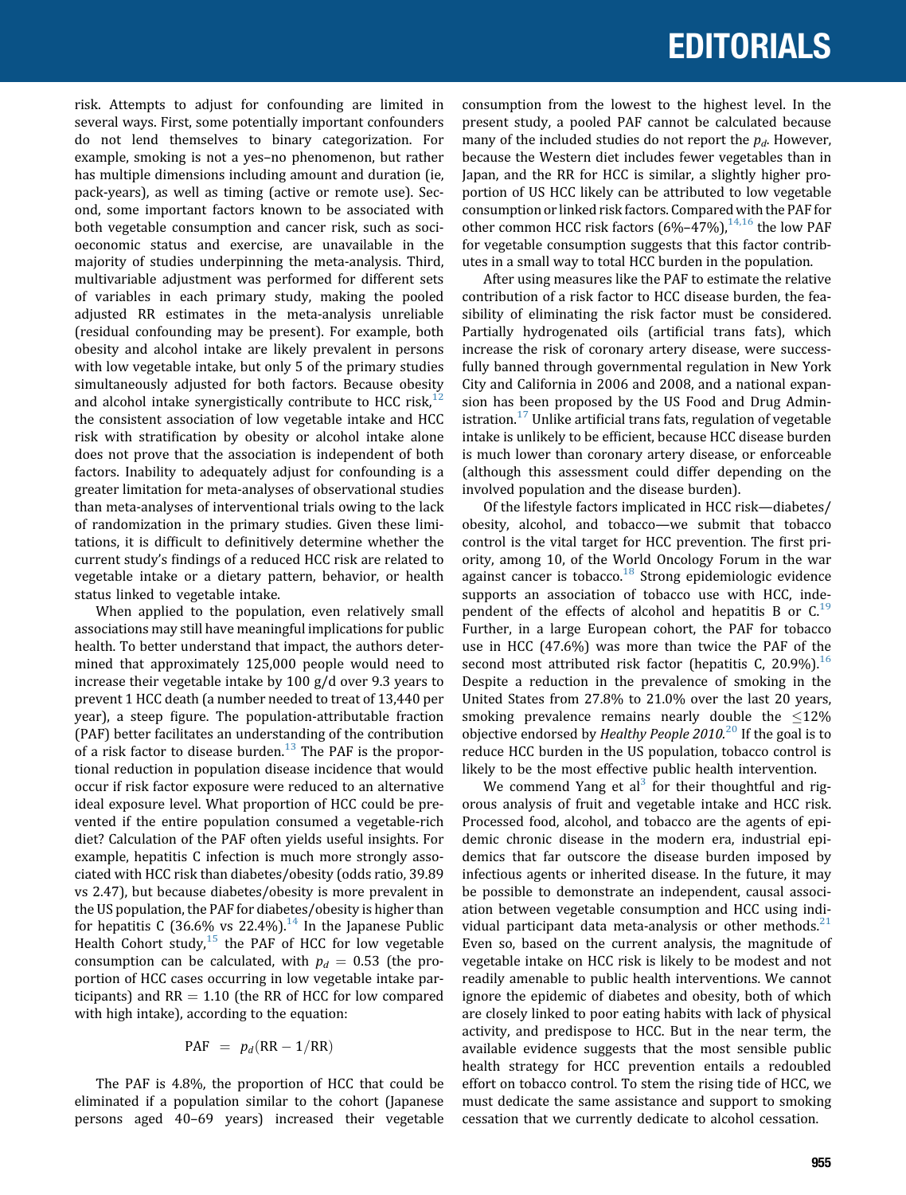risk. Attempts to adjust for confounding are limited in several ways. First, some potentially important confounders do not lend themselves to binary categorization. For example, smoking is not a yes–no phenomenon, but rather has multiple dimensions including amount and duration (ie, pack-years), as well as timing (active or remote use). Second, some important factors known to be associated with both vegetable consumption and cancer risk, such as socioeconomic status and exercise, are unavailable in the majority of studies underpinning the meta-analysis. Third, multivariable adjustment was performed for different sets of variables in each primary study, making the pooled adjusted RR estimates in the meta-analysis unreliable (residual confounding may be present). For example, both obesity and alcohol intake are likely prevalent in persons with low vegetable intake, but only 5 of the primary studies simultaneously adjusted for both factors. Because obesity and alcohol intake synergistically contribute to HCC risk,[12] the consistent association of low vegetable intake and HCC risk with stratification by obesity or alcohol intake alone does not prove that the association is independent of both factors. Inability to adequately adjust for confounding is a greater limitation for meta-analyses of observational studies than meta-analyses of interventional trials owing to the lack of randomization in the primary studies. Given these limitations, it is difficult to definitively determine whether the current study's findings of a reduced HCC risk are related to vegetable intake or a dietary pattern, behavior, or health status linked to vegetable intake.

When applied to the population, even relatively small associations may still have meaningful implications for public health. To better understand that impact, the authors determined that approximately 125,000 people would need to increase their vegetable intake by 100 g/d over 9.3 years to prevent 1 HCC death (a number needed to treat of 13,440 per year), a steep figure. The population-attributable fraction (PAF) better facilitates an understanding of the contribution of a risk factor to disease burden.[13] The PAF is the proportional reduction in population disease incidence that would occur if risk factor exposure were reduced to an alternative ideal exposure level. What proportion of HCC could be prevented if the entire population consumed a vegetable-rich diet? Calculation of the PAF often yields useful insights. For example, hepatitis C infection is much more strongly associated with HCC risk than diabetes/obesity (odds ratio, 39.89 vs 2.47), but because diabetes/obesity is more prevalent in the US population, the PAF for diabetes/obesity is higher than for hepatitis C (36.6% vs 22.4%).[14] In the Japanese Public Health Cohort study,[15] the PAF of HCC for low vegetable consumption can be calculated, with $p_d = 0.53$ (the proportion of HCC cases occurring in low vegetable intake participants) and RR = 1.10 (the RR of HCC for low compared with high intake), according to the equation:

$$\text{PAF} = p_d(\text{RR} - 1/\text{RR})$$

The PAF is 4.8%, the proportion of HCC that could be eliminated if a population similar to the cohort (Japanese persons aged 40–69 years) increased their vegetable consumption from the lowest to the highest level. In the present study, a pooled PAF cannot be calculated because many of the included studies do not report the $p_d$. However, because the Western diet includes fewer vegetables than in Japan, and the RR for HCC is similar, a slightly higher proportion of US HCC likely can be attributed to low vegetable consumption or linked risk factors. Compared with the PAF for other common HCC risk factors (6%–47%),[14,16] the low PAF for vegetable consumption suggests that this factor contributes in a small way to total HCC burden in the population.

After using measures like the PAF to estimate the relative contribution of a risk factor to HCC disease burden, the feasibility of eliminating the risk factor must be considered. Partially hydrogenated oils (artificial trans fats), which increase the risk of coronary artery disease, were successfully banned through governmental regulation in New York City and California in 2006 and 2008, and a national expansion has been proposed by the US Food and Drug Administration.[17] Unlike artificial trans fats, regulation of vegetable intake is unlikely to be efficient, because HCC disease burden is much lower than coronary artery disease, or enforceable (although this assessment could differ depending on the involved population and the disease burden).

Of the lifestyle factors implicated in HCC risk—diabetes/obesity, alcohol, and tobacco—we submit that tobacco control is the vital target for HCC prevention. The first priority, among 10, of the World Oncology Forum in the war against cancer is tobacco.[18] Strong epidemiologic evidence supports an association of tobacco use with HCC, independent of the effects of alcohol and hepatitis B or C.[19] Further, in a large European cohort, the PAF for tobacco use in HCC (47.6%) was more than twice the PAF of the second most attributed risk factor (hepatitis C, 20.9%).[16] Despite a reduction in the prevalence of smoking in the United States from 27.8% to 21.0% over the last 20 years, smoking prevalence remains nearly double the ≤12% objective endorsed by *Healthy People 2010*.[20] If the goal is to reduce HCC burden in the US population, tobacco control is likely to be the most effective public health intervention.

We commend Yang et al[3] for their thoughtful and rigorous analysis of fruit and vegetable intake and HCC risk. Processed food, alcohol, and tobacco are the agents of epidemic chronic disease in the modern era, industrial epidemics that far outscore the disease burden imposed by infectious agents or inherited disease. In the future, it may be possible to demonstrate an independent, causal association between vegetable consumption and HCC using individual participant data meta-analysis or other methods.[21] Even so, based on the current analysis, the magnitude of vegetable intake on HCC risk is likely to be modest and not readily amenable to public health interventions. We cannot ignore the epidemic of diabetes and obesity, both of which are closely linked to poor eating habits with lack of physical activity, and predispose to HCC. But in the near term, the available evidence suggests that the most sensible public health strategy for HCC prevention entails a redoubled effort on tobacco control. To stem the rising tide of HCC, we must dedicate the same assistance and support to smoking cessation that we currently dedicate to alcohol cessation.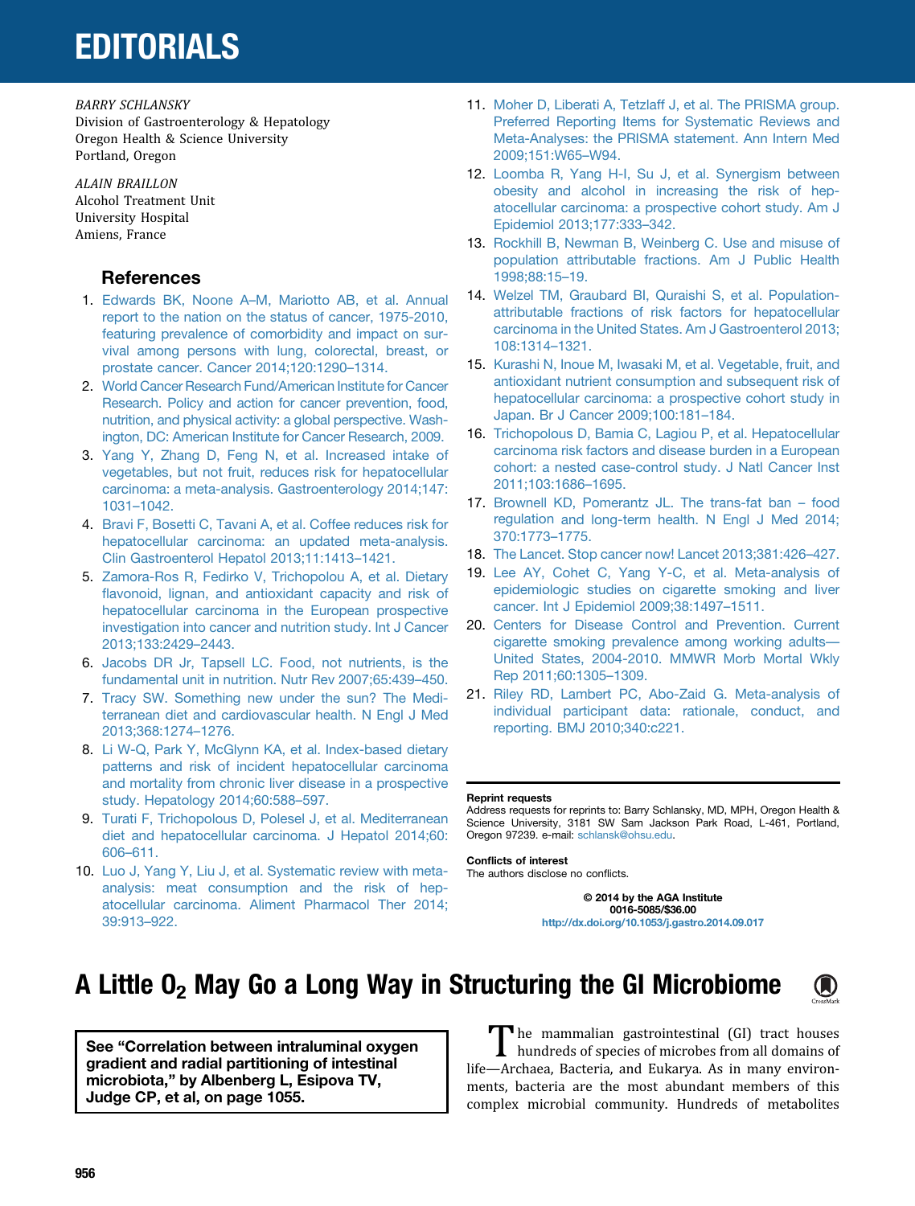BARRY SCHLANSKY
Division of Gastroenterology & Hepatology
Oregon Health & Science University
Portland, Oregon

ALAIN BRAILLON
Alcohol Treatment Unit
University Hospital
Amiens, France

## References

1. Edwards BK, Noone A–M, Mariotto AB, et al. Annual report to the nation on the status of cancer, 1975-2010, featuring prevalence of comorbidity and impact on survival among persons with lung, colorectal, breast, or prostate cancer. Cancer 2014;120:1290–1314.
2. World Cancer Research Fund/American Institute for Cancer Research. Policy and action for cancer prevention, food, nutrition, and physical activity: a global perspective. Washington, DC: American Institute for Cancer Research, 2009.
3. Yang Y, Zhang D, Feng N, et al. Increased intake of vegetables, but not fruit, reduces risk for hepatocellular carcinoma: a meta-analysis. Gastroenterology 2014;147:1031–1042.
4. Bravi F, Bosetti C, Tavani A, et al. Coffee reduces risk for hepatocellular carcinoma: an updated meta-analysis. Clin Gastroenterol Hepatol 2013;11:1413–1421.
5. Zamora-Ros R, Fedirko V, Trichopolou A, et al. Dietary flavonoid, lignan, and antioxidant capacity and risk of hepatocellular carcinoma in the European prospective investigation into cancer and nutrition study. Int J Cancer 2013;133:2429–2443.
6. Jacobs DR Jr, Tapsell LC. Food, not nutrients, is the fundamental unit in nutrition. Nutr Rev 2007;65:439–450.
7. Tracy SW. Something new under the sun? The Mediterranean diet and cardiovascular health. N Engl J Med 2013;368:1274–1276.
8. Li W-Q, Park Y, McGlynn KA, et al. Index-based dietary patterns and risk of incident hepatocellular carcinoma and mortality from chronic liver disease in a prospective study. Hepatology 2014;60:588–597.
9. Turati F, Trichopolous D, Polesel J, et al. Mediterranean diet and hepatocellular carcinoma. J Hepatol 2014;60:606–611.
10. Luo J, Yang Y, Liu J, et al. Systematic review with meta-analysis: meat consumption and the risk of hepatocellular carcinoma. Aliment Pharmacol Ther 2014;39:913–922.
11. Moher D, Liberati A, Tetzlaff J, et al. The PRISMA group. Preferred Reporting Items for Systematic Reviews and Meta-Analyses: the PRISMA statement. Ann Intern Med 2009;151:W65–W94.
12. Loomba R, Yang H-I, Su J, et al. Synergism between obesity and alcohol in increasing the risk of hepatocellular carcinoma: a prospective cohort study. Am J Epidemiol 2013;177:333–342.
13. Rockhill B, Newman B, Weinberg C. Use and misuse of population attributable fractions. Am J Public Health 1998;88:15–19.
14. Welzel TM, Graubard BI, Quraishi S, et al. Population-attributable fractions of risk factors for hepatocellular carcinoma in the United States. Am J Gastroenterol 2013;108:1314–1321.
15. Kurashi N, Inoue M, Iwasaki M, et al. Vegetable, fruit, and antioxidant nutrient consumption and subsequent risk of hepatocellular carcinoma: a prospective cohort study in Japan. Br J Cancer 2009;100:181–184.
16. Trichopolous D, Bamia C, Lagiou P, et al. Hepatocellular carcinoma risk factors and disease burden in a European cohort: a nested case-control study. J Natl Cancer Inst 2011;103:1686–1695.
17. Brownell KD, Pomerantz JL. The trans-fat ban – food regulation and long-term health. N Engl J Med 2014;370:1773–1775.
18. The Lancet. Stop cancer now! Lancet 2013;381:426–427.
19. Lee AY, Cohet C, Yang Y-C, et al. Meta-analysis of epidemiologic studies on cigarette smoking and liver cancer. Int J Epidemiol 2009;38:1497–1511.
20. Centers for Disease Control and Prevention. Current cigarette smoking prevalence among working adults—United States, 2004-2010. MMWR Morb Mortal Wkly Rep 2011;60:1305–1309.
21. Riley RD, Lambert PC, Abo-Zaid G. Meta-analysis of individual participant data: rationale, conduct, and reporting. BMJ 2010;340:c221.

**Reprint requests**
Address requests for reprints to: Barry Schlansky, MD, MPH, Oregon Health & Science University, 3181 SW Sam Jackson Park Road, L-461, Portland, Oregon 97239. e-mail: schlansk@ohsu.edu.

**Conflicts of interest**
The authors disclose no conflicts.

© 2014 by the AGA Institute
0016-5085/$36.00
http://dx.doi.org/10.1053/j.gastro.2014.09.017

# A Little $O_2$ May Go a Long Way in Structuring the GI Microbiome

**See "Correlation between intraluminal oxygen gradient and radial partitioning of intestinal microbiota," by Albenberg L, Esipova TV, Judge CP, et al, on page 1055.**

The mammalian gastrointestinal (GI) tract houses hundreds of species of microbes from all domains of life—Archaea, Bacteria, and Eukarya. As in many environments, bacteria are the most abundant members of this complex microbial community. Hundreds of metabolites